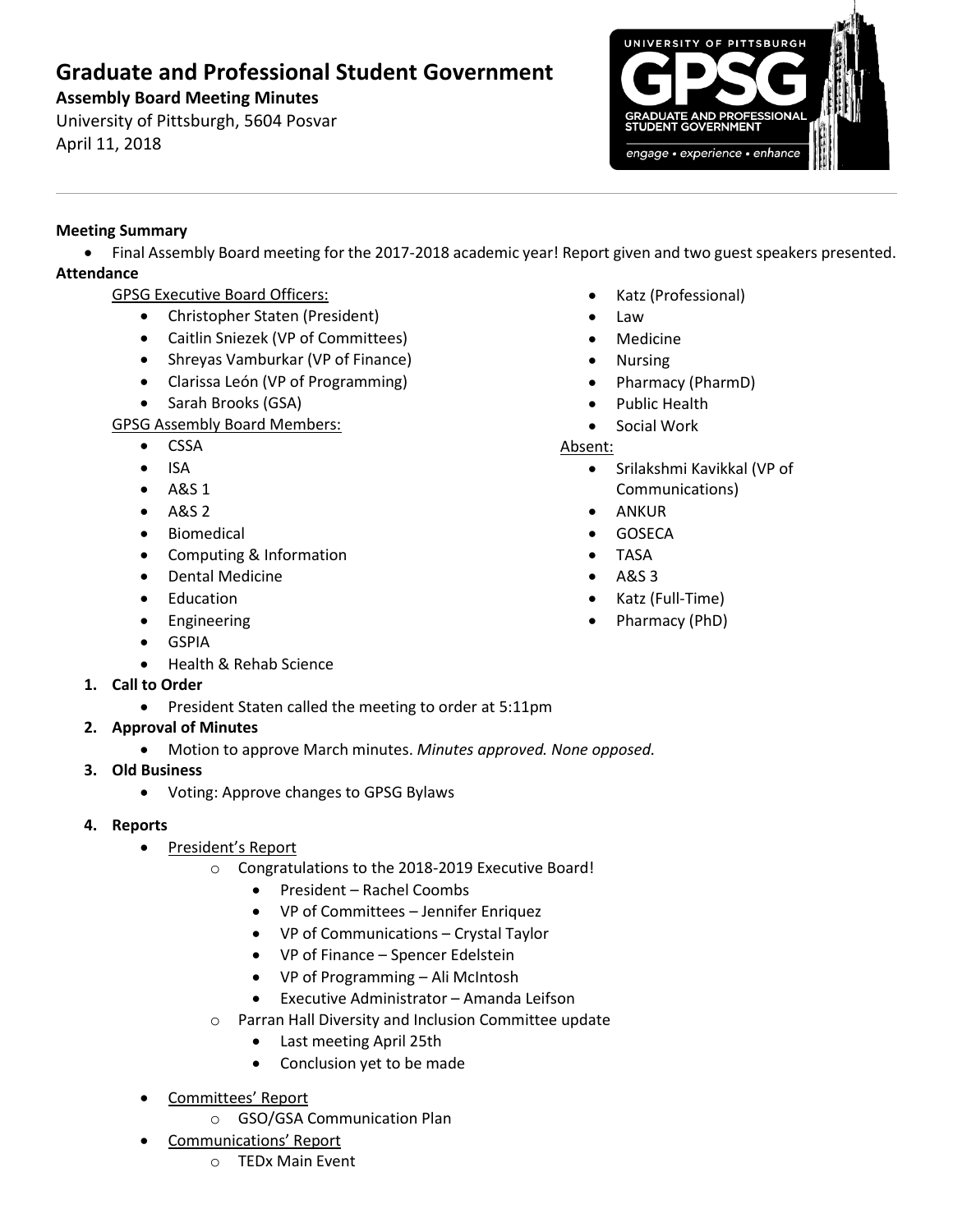# Graduate and Professional Student Government

**Assembly Board Meeting Minutes**

University of Pittsburgh, 5604 Posvar

April 11, 2018

---

**Meeting Summary**

- Final Assembly Board meeting for the 2017-2018 academic year! Report given and two guest speakers presented.

**Attendance**

GPSG Executive Board Officers:

- Christopher Staten (President)
- Caitlin Sniezek (VP of Committees)
- Shreyas Vamburkar (VP of Finance)
- Clarissa León (VP of Programming)
- Sarah Brooks (GSA)

GPSG Assembly Board Members:

- CSSA
- ISA
- A&S 1
- A&S 2
- Biomedical
- Computing & Information
- Dental Medicine
- Education
- Engineering
- GSPIA
- Health & Rehab Science
- Katz (Professional)
- Law
- Medicine
- Nursing
- Pharmacy (PharmD)
- Public Health
- Social Work

Absent:

- Srilakshmi Kavikkal (VP of Communications)
- ANKUR
- GOSECA
- TASA
- A&S 3
- Katz (Full-Time)
- Pharmacy (PhD)

1. **Call to Order**
   - President Staten called the meeting to order at 5:11pm
2. **Approval of Minutes**
   - Motion to approve March minutes. *Minutes approved. None opposed.*
3. **Old Business**
   - Voting: Approve changes to GPSG Bylaws
4. **Reports**
   - President's Report
     - Congratulations to the 2018-2019 Executive Board!
       - President – Rachel Coombs
       - VP of Committees – Jennifer Enriquez
       - VP of Communications – Crystal Taylor
       - VP of Finance – Spencer Edelstein
       - VP of Programming – Ali McIntosh
       - Executive Administrator – Amanda Leifson
     - Parran Hall Diversity and Inclusion Committee update
       - Last meeting April 25th
       - Conclusion yet to be made
   - Committees' Report
     - GSO/GSA Communication Plan
   - Communications' Report
     - TEDx Main Event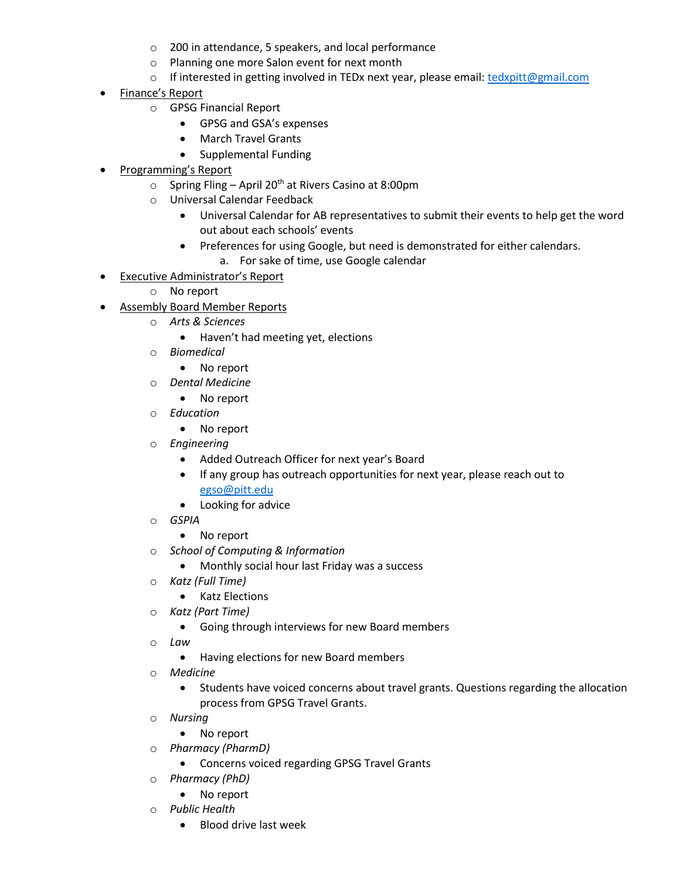- 200 in attendance, 5 speakers, and local performance
    - Planning one more Salon event for next month
    - If interested in getting involved in TEDx next year, please email: [tedxpitt@gmail.com](mailto:tedxpitt@gmail.com)
- Finance's Report
    - GPSG Financial Report
        - GPSG and GSA's expenses
        - March Travel Grants
        - Supplemental Funding
- Programming's Report
    - Spring Fling – April 20th at Rivers Casino at 8:00pm
    - Universal Calendar Feedback
        - Universal Calendar for AB representatives to submit their events to help get the word out about each schools' events
        - Preferences for using Google, but need is demonstrated for either calendars.
            a. For sake of time, use Google calendar
- Executive Administrator's Report
    - No report
- Assembly Board Member Reports
    - *Arts & Sciences*
        - Haven't had meeting yet, elections
    - *Biomedical*
        - No report
    - *Dental Medicine*
        - No report
    - *Education*
        - No report
    - *Engineering*
        - Added Outreach Officer for next year's Board
        - If any group has outreach opportunities for next year, please reach out to [egso@pitt.edu](mailto:egso@pitt.edu)
        - Looking for advice
    - *GSPIA*
        - No report
    - *School of Computing & Information*
        - Monthly social hour last Friday was a success
    - *Katz (Full Time)*
        - Katz Elections
    - *Katz (Part Time)*
        - Going through interviews for new Board members
    - *Law*
        - Having elections for new Board members
    - *Medicine*
        - Students have voiced concerns about travel grants. Questions regarding the allocation process from GPSG Travel Grants.
    - *Nursing*
        - No report
    - *Pharmacy (PharmD)*
        - Concerns voiced regarding GPSG Travel Grants
    - *Pharmacy (PhD)*
        - No report
    - *Public Health*
        - Blood drive last week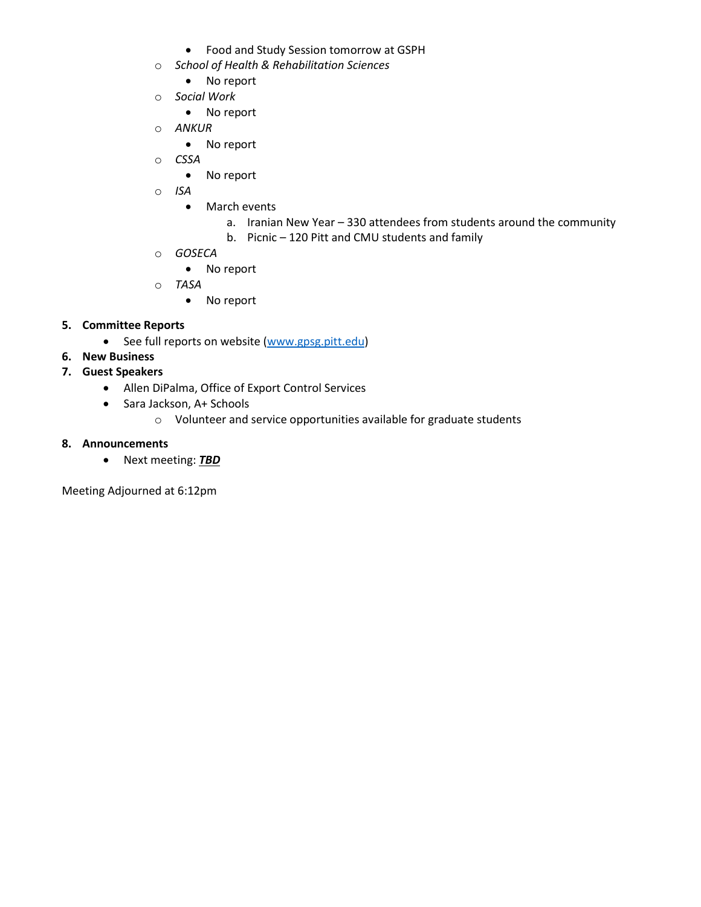- Food and Study Session tomorrow at GSPH
    - *School of Health & Rehabilitation Sciences*
        - No report
    - *Social Work*
        - No report
    - *ANKUR*
        - No report
    - *CSSA*
        - No report
    - *ISA*
        - March events
            a. Iranian New Year – 330 attendees from students around the community
            b. Picnic – 120 Pitt and CMU students and family
    - *GOSECA*
        - No report
    - *TASA*
        - No report

5. **Committee Reports**
    - See full reports on website (www.gpsg.pitt.edu)
6. **New Business**
7. **Guest Speakers**
    - Allen DiPalma, Office of Export Control Services
    - Sara Jackson, A+ Schools
        - Volunteer and service opportunities available for graduate students
8. **Announcements**
    - Next meeting: ***TBD***

Meeting Adjourned at 6:12pm